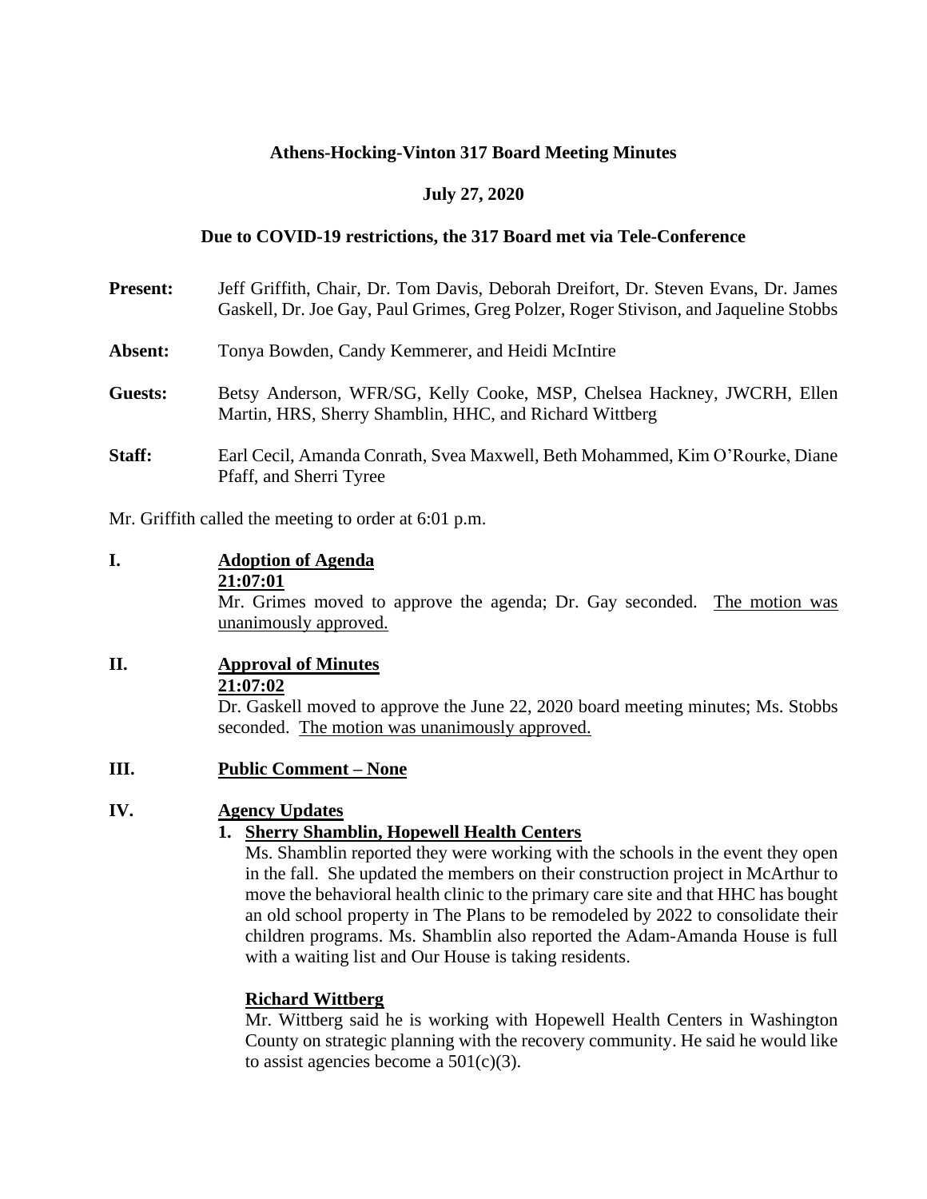**Athens-Hocking-Vinton 317 Board Meeting Minutes**

**July 27, 2020**

**Due to COVID-19 restrictions, the 317 Board met via Tele-Conference**

**Present:** Jeff Griffith, Chair, Dr. Tom Davis, Deborah Dreifort, Dr. Steven Evans, Dr. James Gaskell, Dr. Joe Gay, Paul Grimes, Greg Polzer, Roger Stivison, and Jaqueline Stobbs

**Absent:** Tonya Bowden, Candy Kemmerer, and Heidi McIntire

**Guests:** Betsy Anderson, WFR/SG, Kelly Cooke, MSP, Chelsea Hackney, JWCRH, Ellen Martin, HRS, Sherry Shamblin, HHC, and Richard Wittberg

**Staff:** Earl Cecil, Amanda Conrath, Svea Maxwell, Beth Mohammed, Kim O'Rourke, Diane Pfaff, and Sherri Tyree

Mr. Griffith called the meeting to order at 6:01 p.m.

**I. Adoption of Agenda**

**21:07:01**

Mr. Grimes moved to approve the agenda; Dr. Gay seconded. The motion was unanimously approved.

**II. Approval of Minutes**

**21:07:02**

Dr. Gaskell moved to approve the June 22, 2020 board meeting minutes; Ms. Stobbs seconded. The motion was unanimously approved.

**III. Public Comment – None**

**IV. Agency Updates**

1. **Sherry Shamblin, Hopewell Health Centers**

   Ms. Shamblin reported they were working with the schools in the event they open in the fall. She updated the members on their construction project in McArthur to move the behavioral health clinic to the primary care site and that HHC has bought an old school property in The Plans to be remodeled by 2022 to consolidate their children programs. Ms. Shamblin also reported the Adam-Amanda House is full with a waiting list and Our House is taking residents.

   **Richard Wittberg**

   Mr. Wittberg said he is working with Hopewell Health Centers in Washington County on strategic planning with the recovery community. He said he would like to assist agencies become a 501(c)(3).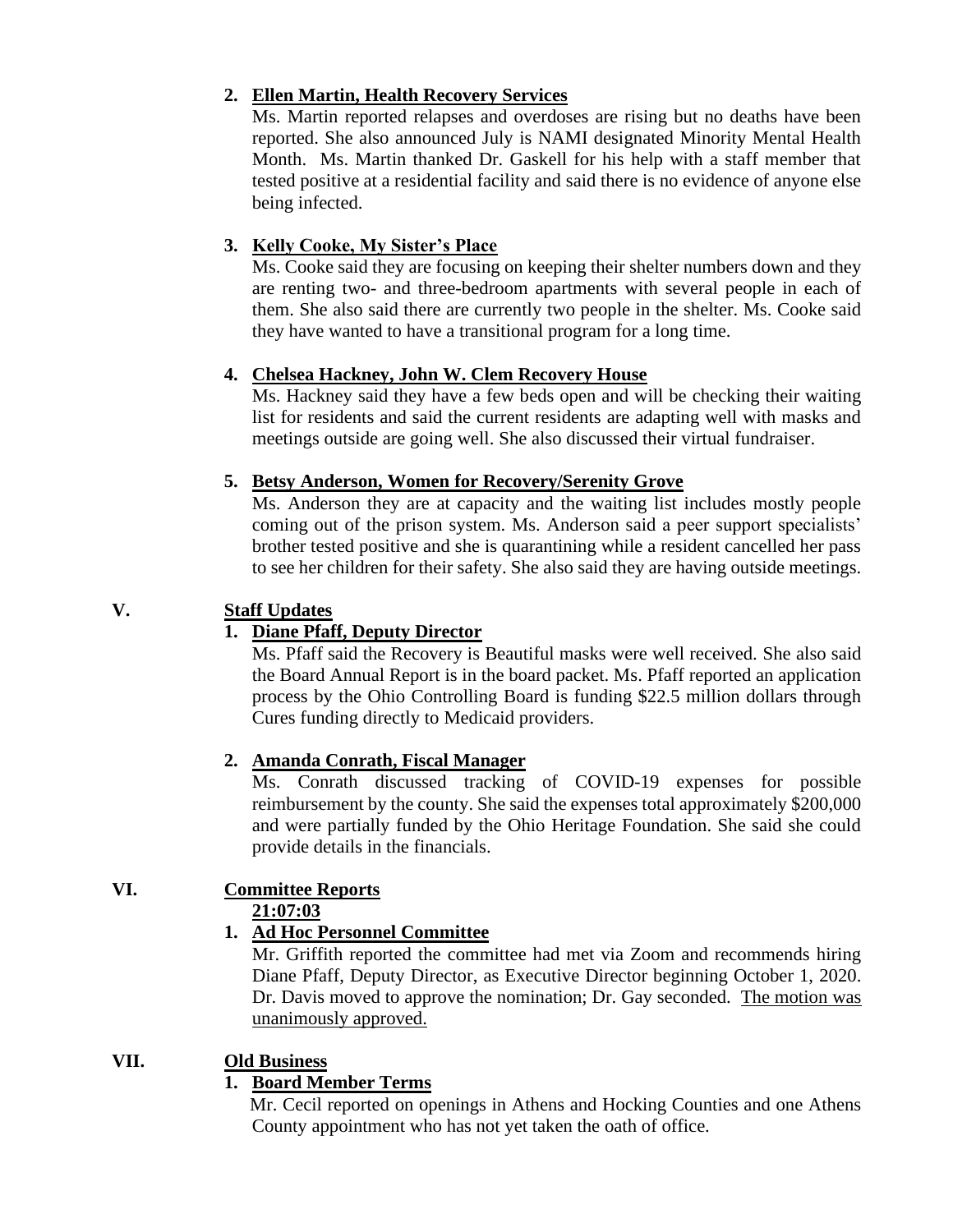2. **Ellen Martin, Health Recovery Services**

   Ms. Martin reported relapses and overdoses are rising but no deaths have been reported. She also announced July is NAMI designated Minority Mental Health Month. Ms. Martin thanked Dr. Gaskell for his help with a staff member that tested positive at a residential facility and said there is no evidence of anyone else being infected.

3. **Kelly Cooke, My Sister's Place**

   Ms. Cooke said they are focusing on keeping their shelter numbers down and they are renting two- and three-bedroom apartments with several people in each of them. She also said there are currently two people in the shelter. Ms. Cooke said they have wanted to have a transitional program for a long time.

4. **Chelsea Hackney, John W. Clem Recovery House**

   Ms. Hackney said they have a few beds open and will be checking their waiting list for residents and said the current residents are adapting well with masks and meetings outside are going well. She also discussed their virtual fundraiser.

5. **Betsy Anderson, Women for Recovery/Serenity Grove**

   Ms. Anderson they are at capacity and the waiting list includes mostly people coming out of the prison system. Ms. Anderson said a peer support specialists' brother tested positive and she is quarantining while a resident cancelled her pass to see her children for their safety. She also said they are having outside meetings.

## V. Staff Updates

1. **Diane Pfaff, Deputy Director**

   Ms. Pfaff said the Recovery is Beautiful masks were well received. She also said the Board Annual Report is in the board packet. Ms. Pfaff reported an application process by the Ohio Controlling Board is funding $22.5 million dollars through Cures funding directly to Medicaid providers.

2. **Amanda Conrath, Fiscal Manager**

   Ms. Conrath discussed tracking of COVID-19 expenses for possible reimbursement by the county. She said the expenses total approximately $200,000 and were partially funded by the Ohio Heritage Foundation. She said she could provide details in the financials.

## VI. Committee Reports

**21:07:03**

1. **Ad Hoc Personnel Committee**

   Mr. Griffith reported the committee had met via Zoom and recommends hiring Diane Pfaff, Deputy Director, as Executive Director beginning October 1, 2020. Dr. Davis moved to approve the nomination; Dr. Gay seconded. The motion was unanimously approved.

## VII. Old Business

1. **Board Member Terms**

   Mr. Cecil reported on openings in Athens and Hocking Counties and one Athens County appointment who has not yet taken the oath of office.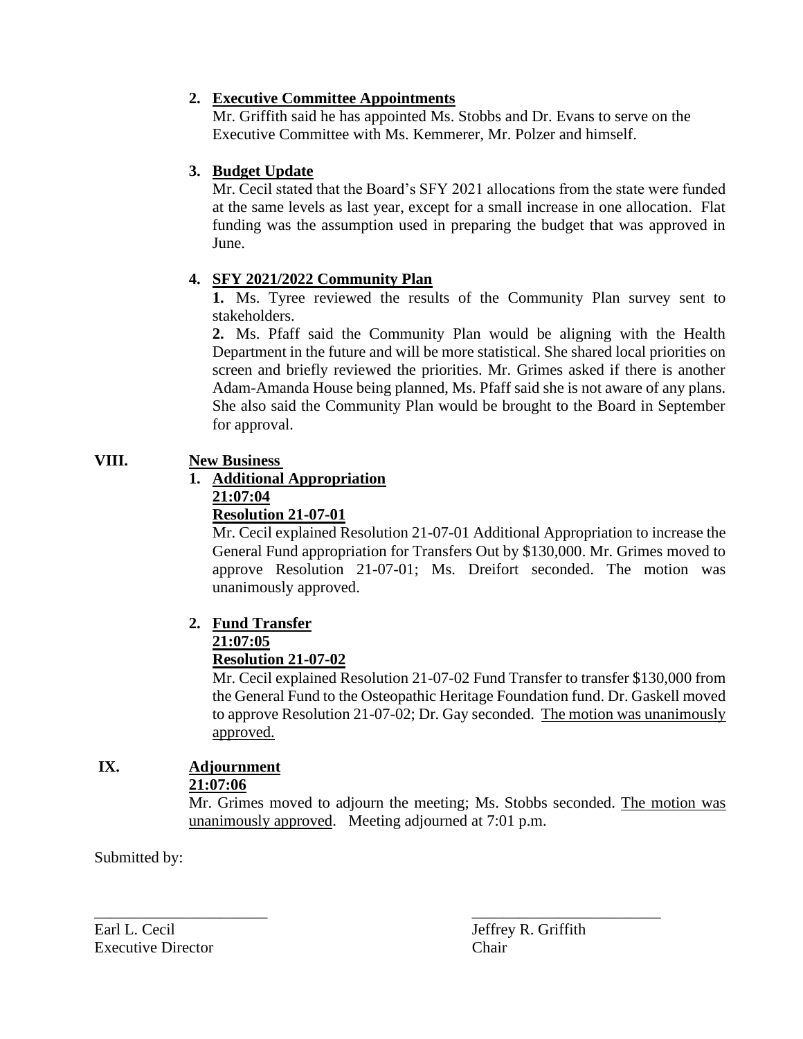2. **Executive Committee Appointments**
   Mr. Griffith said he has appointed Ms. Stobbs and Dr. Evans to serve on the Executive Committee with Ms. Kemmerer, Mr. Polzer and himself.

3. **Budget Update**
   Mr. Cecil stated that the Board's SFY 2021 allocations from the state were funded at the same levels as last year, except for a small increase in one allocation. Flat funding was the assumption used in preparing the budget that was approved in June.

4. **SFY 2021/2022 Community Plan**
   **1.** Ms. Tyree reviewed the results of the Community Plan survey sent to stakeholders.
   **2.** Ms. Pfaff said the Community Plan would be aligning with the Health Department in the future and will be more statistical. She shared local priorities on screen and briefly reviewed the priorities. Mr. Grimes asked if there is another Adam-Amanda House being planned, Ms. Pfaff said she is not aware of any plans. She also said the Community Plan would be brought to the Board in September for approval.

## VIII. New Business

1. **Additional Appropriation**
   **21:07:04**
   **Resolution 21-07-01**
   Mr. Cecil explained Resolution 21-07-01 Additional Appropriation to increase the General Fund appropriation for Transfers Out by $130,000. Mr. Grimes moved to approve Resolution 21-07-01; Ms. Dreifort seconded. The motion was unanimously approved.

2. **Fund Transfer**
   **21:07:05**
   **Resolution 21-07-02**
   Mr. Cecil explained Resolution 21-07-02 Fund Transfer to transfer $130,000 from the General Fund to the Osteopathic Heritage Foundation fund. Dr. Gaskell moved to approve Resolution 21-07-02; Dr. Gay seconded. The motion was unanimously approved.

## IX. Adjournment

**21:07:06**
Mr. Grimes moved to adjourn the meeting; Ms. Stobbs seconded. The motion was unanimously approved. Meeting adjourned at 7:01 p.m.

Submitted by:

\_\_\_\_\_\_\_\_\_\_\_\_\_\_\_\_\_\_\_\_\_\_\_\_
Earl L. Cecil
Executive Director

\_\_\_\_\_\_\_\_\_\_\_\_\_\_\_\_\_\_\_\_\_\_\_\_
Jeffrey R. Griffith
Chair